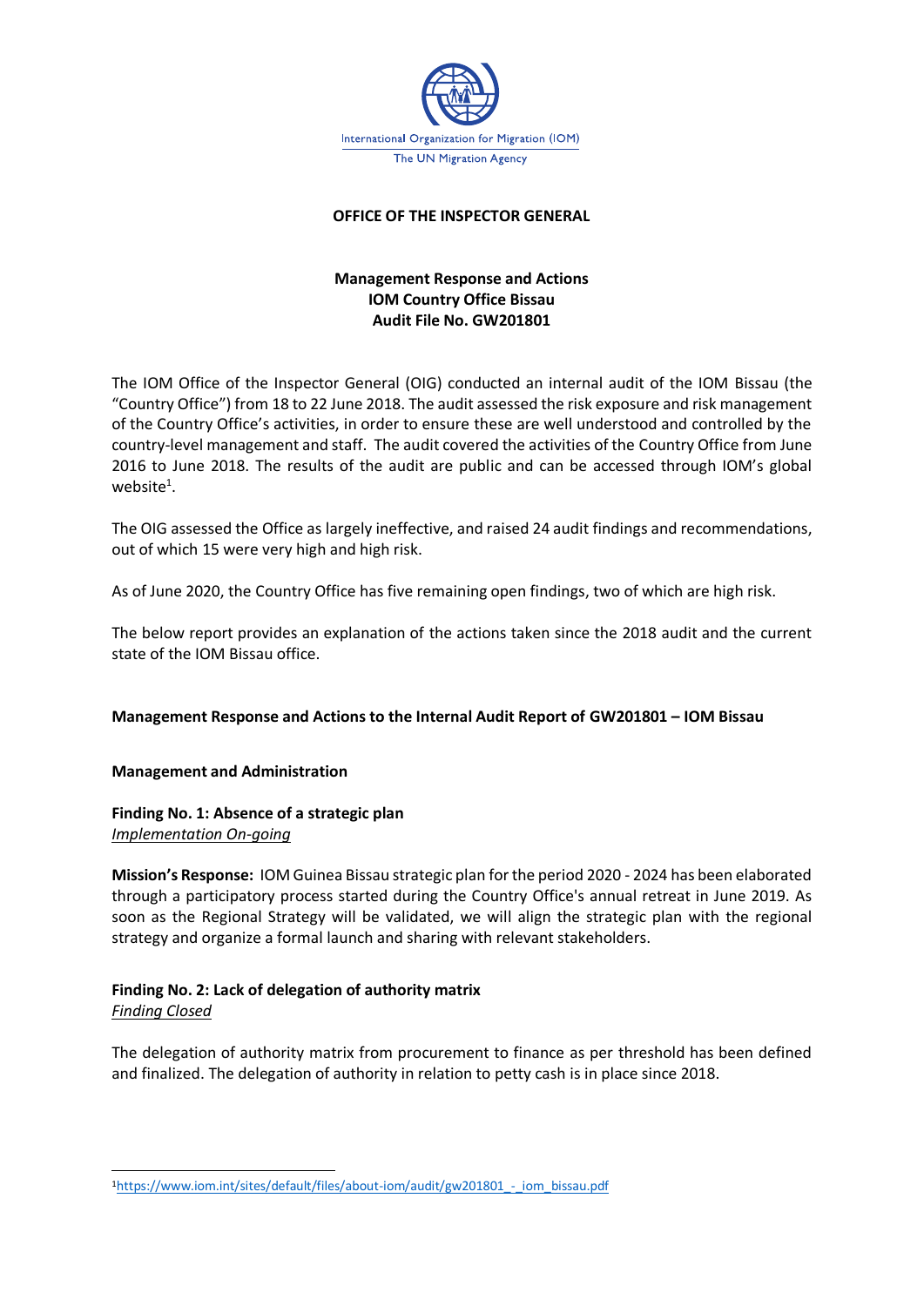International Organization for Migration (IOM)
The UN Migration Agency

**OFFICE OF THE INSPECTOR GENERAL**

**Management Response and Actions**
**IOM Country Office Bissau**
**Audit File No. GW201801**

The IOM Office of the Inspector General (OIG) conducted an internal audit of the IOM Bissau (the "Country Office") from 18 to 22 June 2018. The audit assessed the risk exposure and risk management of the Country Office's activities, in order to ensure these are well understood and controlled by the country-level management and staff. The audit covered the activities of the Country Office from June 2016 to June 2018. The results of the audit are public and can be accessed through IOM's global website[1].

The OIG assessed the Office as largely ineffective, and raised 24 audit findings and recommendations, out of which 15 were very high and high risk.

As of June 2020, the Country Office has five remaining open findings, two of which are high risk.

The below report provides an explanation of the actions taken since the 2018 audit and the current state of the IOM Bissau office.

**Management Response and Actions to the Internal Audit Report of GW201801 – IOM Bissau**

**Management and Administration**

**Finding No. 1: Absence of a strategic plan**
*Implementation On-going*

**Mission's Response:** IOM Guinea Bissau strategic plan for the period 2020 - 2024 has been elaborated through a participatory process started during the Country Office's annual retreat in June 2019. As soon as the Regional Strategy will be validated, we will align the strategic plan with the regional strategy and organize a formal launch and sharing with relevant stakeholders.

**Finding No. 2: Lack of delegation of authority matrix**
*Finding Closed*

The delegation of authority matrix from procurement to finance as per threshold has been defined and finalized. The delegation of authority in relation to petty cash is in place since 2018.

[1] https://www.iom.int/sites/default/files/about-iom/audit/gw201801_-_iom_bissau.pdf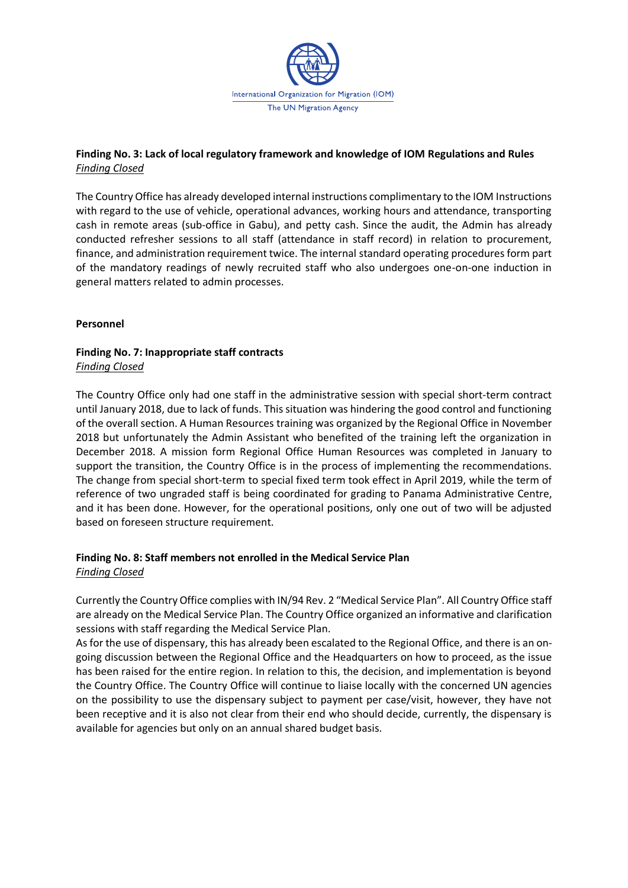**Finding No. 3: Lack of local regulatory framework and knowledge of IOM Regulations and Rules**
*Finding Closed*

The Country Office has already developed internal instructions complimentary to the IOM Instructions with regard to the use of vehicle, operational advances, working hours and attendance, transporting cash in remote areas (sub-office in Gabu), and petty cash. Since the audit, the Admin has already conducted refresher sessions to all staff (attendance in staff record) in relation to procurement, finance, and administration requirement twice. The internal standard operating procedures form part of the mandatory readings of newly recruited staff who also undergoes one-on-one induction in general matters related to admin processes.

**Personnel**

**Finding No. 7: Inappropriate staff contracts**
*Finding Closed*

The Country Office only had one staff in the administrative session with special short-term contract until January 2018, due to lack of funds. This situation was hindering the good control and functioning of the overall section. A Human Resources training was organized by the Regional Office in November 2018 but unfortunately the Admin Assistant who benefited of the training left the organization in December 2018. A mission form Regional Office Human Resources was completed in January to support the transition, the Country Office is in the process of implementing the recommendations. The change from special short-term to special fixed term took effect in April 2019, while the term of reference of two ungraded staff is being coordinated for grading to Panama Administrative Centre, and it has been done. However, for the operational positions, only one out of two will be adjusted based on foreseen structure requirement.

**Finding No. 8: Staff members not enrolled in the Medical Service Plan**
*Finding Closed*

Currently the Country Office complies with IN/94 Rev. 2 "Medical Service Plan". All Country Office staff are already on the Medical Service Plan. The Country Office organized an informative and clarification sessions with staff regarding the Medical Service Plan.
As for the use of dispensary, this has already been escalated to the Regional Office, and there is an on-going discussion between the Regional Office and the Headquarters on how to proceed, as the issue has been raised for the entire region. In relation to this, the decision, and implementation is beyond the Country Office. The Country Office will continue to liaise locally with the concerned UN agencies on the possibility to use the dispensary subject to payment per case/visit, however, they have not been receptive and it is also not clear from their end who should decide, currently, the dispensary is available for agencies but only on an annual shared budget basis.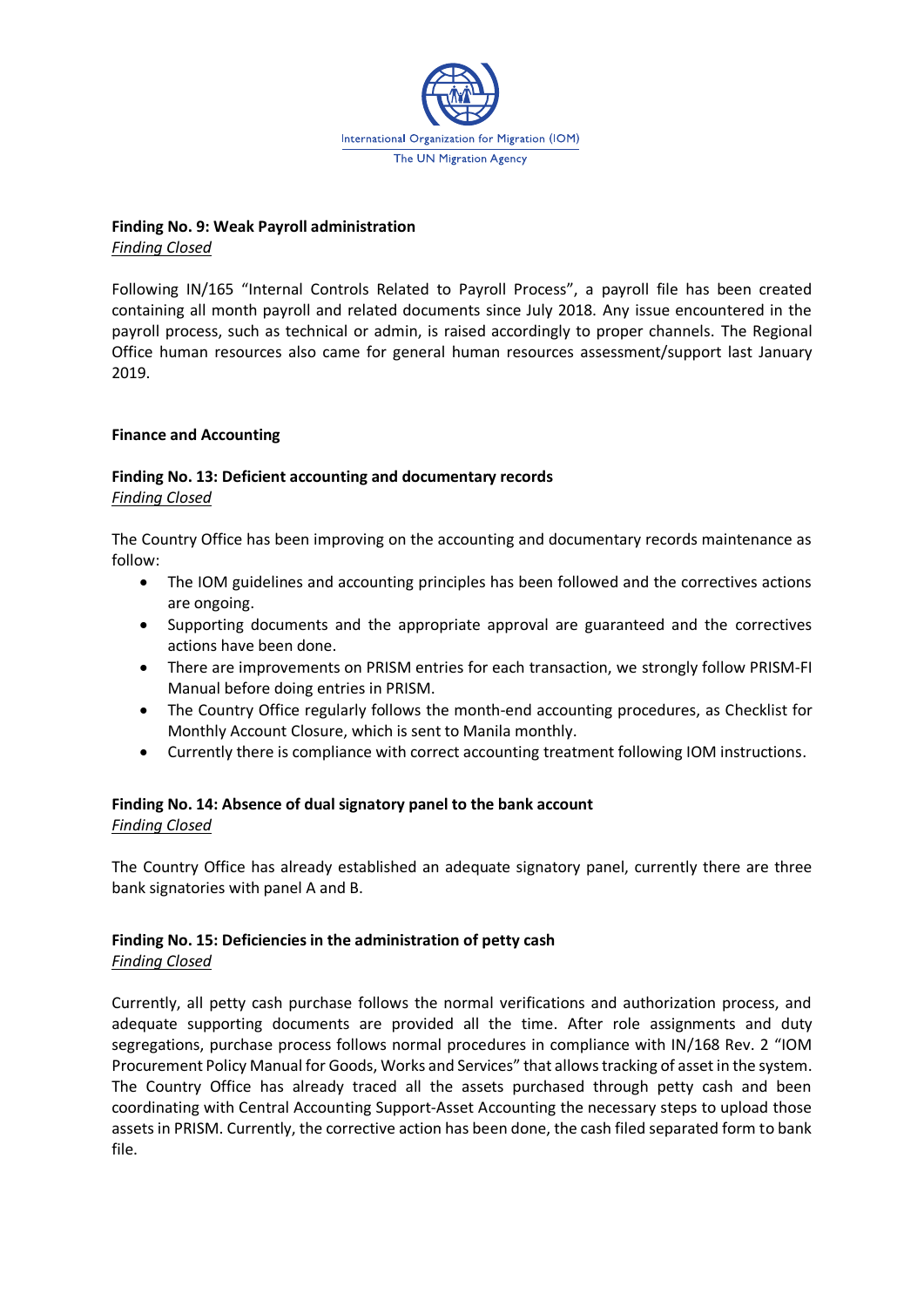**Finding No. 9: Weak Payroll administration**
*Finding Closed*

Following IN/165 "Internal Controls Related to Payroll Process", a payroll file has been created containing all month payroll and related documents since July 2018. Any issue encountered in the payroll process, such as technical or admin, is raised accordingly to proper channels. The Regional Office human resources also came for general human resources assessment/support last January 2019.

**Finance and Accounting**

**Finding No. 13: Deficient accounting and documentary records**
*Finding Closed*

The Country Office has been improving on the accounting and documentary records maintenance as follow:

- The IOM guidelines and accounting principles has been followed and the correctives actions are ongoing.
- Supporting documents and the appropriate approval are guaranteed and the correctives actions have been done.
- There are improvements on PRISM entries for each transaction, we strongly follow PRISM-FI Manual before doing entries in PRISM.
- The Country Office regularly follows the month-end accounting procedures, as Checklist for Monthly Account Closure, which is sent to Manila monthly.
- Currently there is compliance with correct accounting treatment following IOM instructions.

**Finding No. 14: Absence of dual signatory panel to the bank account**
*Finding Closed*

The Country Office has already established an adequate signatory panel, currently there are three bank signatories with panel A and B.

**Finding No. 15: Deficiencies in the administration of petty cash**
*Finding Closed*

Currently, all petty cash purchase follows the normal verifications and authorization process, and adequate supporting documents are provided all the time. After role assignments and duty segregations, purchase process follows normal procedures in compliance with IN/168 Rev. 2 "IOM Procurement Policy Manual for Goods, Works and Services" that allows tracking of asset in the system. The Country Office has already traced all the assets purchased through petty cash and been coordinating with Central Accounting Support-Asset Accounting the necessary steps to upload those assets in PRISM. Currently, the corrective action has been done, the cash filed separated form to bank file.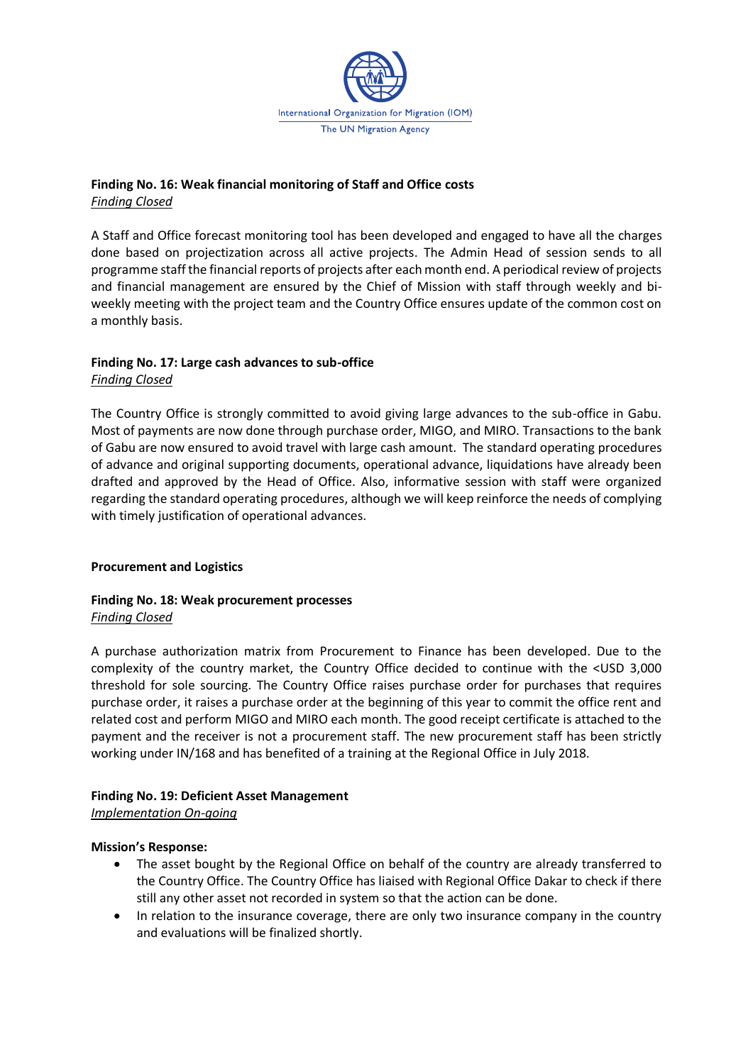### Finding No. 16: Weak financial monitoring of Staff and Office costs

*Finding Closed*

A Staff and Office forecast monitoring tool has been developed and engaged to have all the charges done based on projectization across all active projects. The Admin Head of session sends to all programme staff the financial reports of projects after each month end. A periodical review of projects and financial management are ensured by the Chief of Mission with staff through weekly and bi-weekly meeting with the project team and the Country Office ensures update of the common cost on a monthly basis.

### Finding No. 17: Large cash advances to sub-office

*Finding Closed*

The Country Office is strongly committed to avoid giving large advances to the sub-office in Gabu. Most of payments are now done through purchase order, MIGO, and MIRO. Transactions to the bank of Gabu are now ensured to avoid travel with large cash amount. The standard operating procedures of advance and original supporting documents, operational advance, liquidations have already been drafted and approved by the Head of Office. Also, informative session with staff were organized regarding the standard operating procedures, although we will keep reinforce the needs of complying with timely justification of operational advances.

## Procurement and Logistics

### Finding No. 18: Weak procurement processes

*Finding Closed*

A purchase authorization matrix from Procurement to Finance has been developed. Due to the complexity of the country market, the Country Office decided to continue with the <USD 3,000 threshold for sole sourcing. The Country Office raises purchase order for purchases that requires purchase order, it raises a purchase order at the beginning of this year to commit the office rent and related cost and perform MIGO and MIRO each month. The good receipt certificate is attached to the payment and the receiver is not a procurement staff. The new procurement staff has been strictly working under IN/168 and has benefited of a training at the Regional Office in July 2018.

### Finding No. 19: Deficient Asset Management

*Implementation On-going*

**Mission's Response:**

- The asset bought by the Regional Office on behalf of the country are already transferred to the Country Office. The Country Office has liaised with Regional Office Dakar to check if there still any other asset not recorded in system so that the action can be done.
- In relation to the insurance coverage, there are only two insurance company in the country and evaluations will be finalized shortly.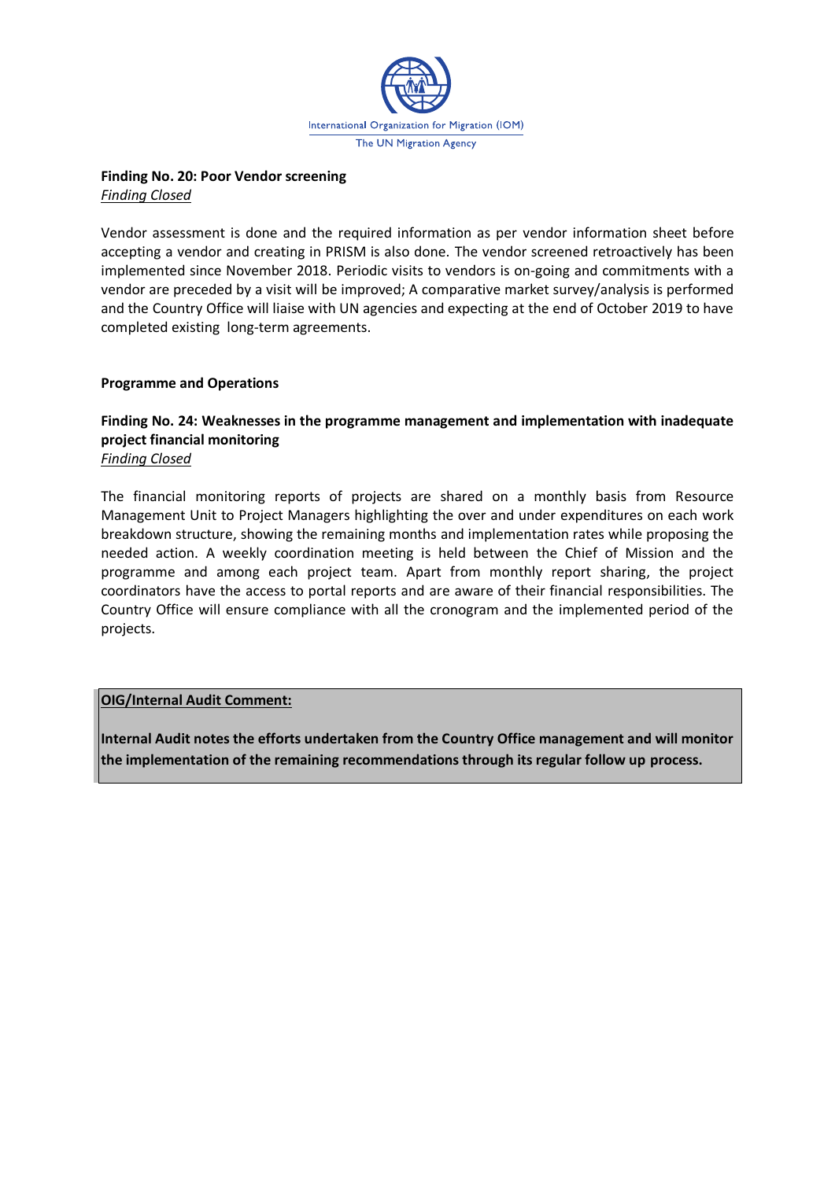**Finding No. 20: Poor Vendor screening**
*Finding Closed*

Vendor assessment is done and the required information as per vendor information sheet before accepting a vendor and creating in PRISM is also done. The vendor screened retroactively has been implemented since November 2018. Periodic visits to vendors is on-going and commitments with a vendor are preceded by a visit will be improved; A comparative market survey/analysis is performed and the Country Office will liaise with UN agencies and expecting at the end of October 2019 to have completed existing long-term agreements.

**Programme and Operations**

**Finding No. 24: Weaknesses in the programme management and implementation with inadequate project financial monitoring**
*Finding Closed*

The financial monitoring reports of projects are shared on a monthly basis from Resource Management Unit to Project Managers highlighting the over and under expenditures on each work breakdown structure, showing the remaining months and implementation rates while proposing the needed action. A weekly coordination meeting is held between the Chief of Mission and the programme and among each project team. Apart from monthly report sharing, the project coordinators have the access to portal reports and are aware of their financial responsibilities. The Country Office will ensure compliance with all the cronogram and the implemented period of the projects.

**OIG/Internal Audit Comment:**

**Internal Audit notes the efforts undertaken from the Country Office management and will monitor the implementation of the remaining recommendations through its regular follow up process.**